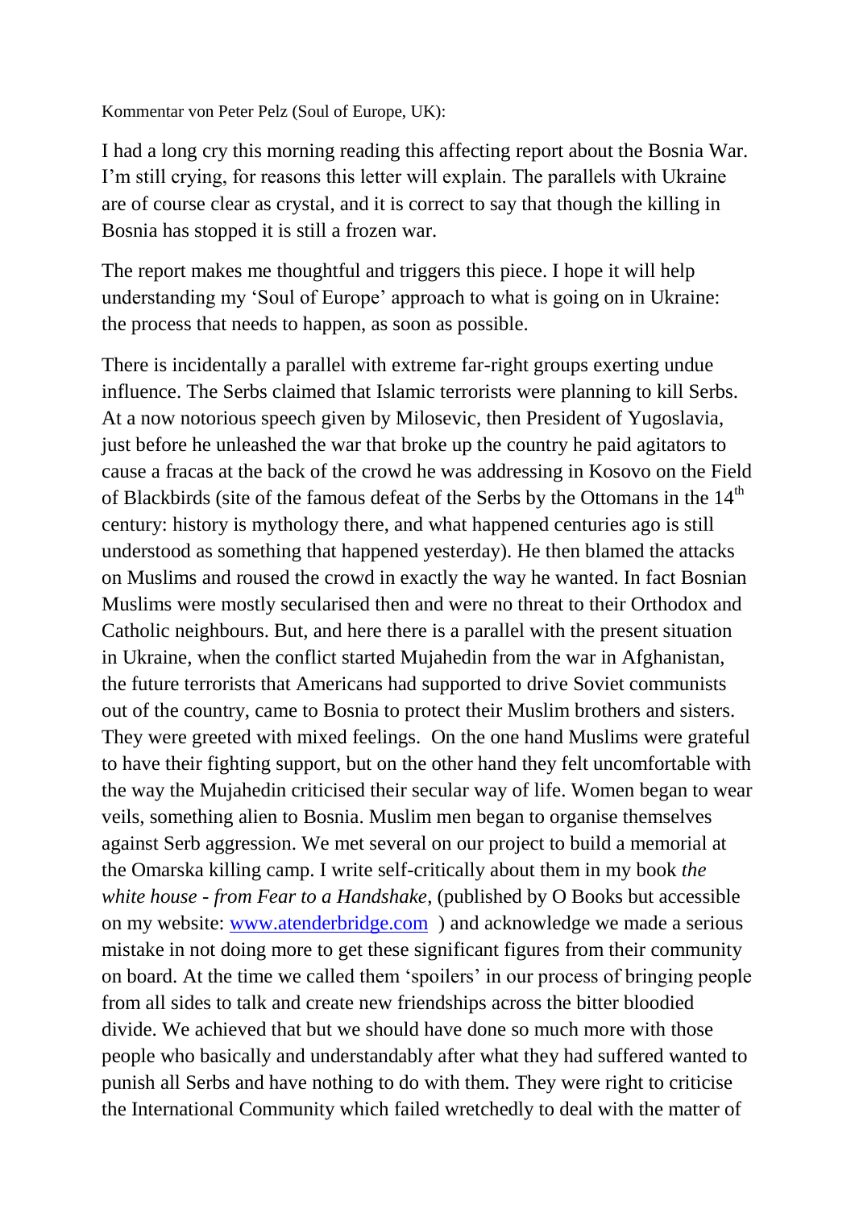Kommentar von Peter Pelz (Soul of Europe, UK):

I had a long cry this morning reading this affecting report about the Bosnia War. I'm still crying, for reasons this letter will explain. The parallels with Ukraine are of course clear as crystal, and it is correct to say that though the killing in Bosnia has stopped it is still a frozen war.

The report makes me thoughtful and triggers this piece. I hope it will help understanding my 'Soul of Europe' approach to what is going on in Ukraine: the process that needs to happen, as soon as possible.

There is incidentally a parallel with extreme far-right groups exerting undue influence. The Serbs claimed that Islamic terrorists were planning to kill Serbs. At a now notorious speech given by Milosevic, then President of Yugoslavia, just before he unleashed the war that broke up the country he paid agitators to cause a fracas at the back of the crowd he was addressing in Kosovo on the Field of Blackbirds (site of the famous defeat of the Serbs by the Ottomans in the 14th century: history is mythology there, and what happened centuries ago is still understood as something that happened yesterday). He then blamed the attacks on Muslims and roused the crowd in exactly the way he wanted. In fact Bosnian Muslims were mostly secularised then and were no threat to their Orthodox and Catholic neighbours. But, and here there is a parallel with the present situation in Ukraine, when the conflict started Mujahedin from the war in Afghanistan, the future terrorists that Americans had supported to drive Soviet communists out of the country, came to Bosnia to protect their Muslim brothers and sisters. They were greeted with mixed feelings. On the one hand Muslims were grateful to have their fighting support, but on the other hand they felt uncomfortable with the way the Mujahedin criticised their secular way of life. Women began to wear veils, something alien to Bosnia. Muslim men began to organise themselves against Serb aggression. We met several on our project to build a memorial at the Omarska killing camp. I write self-critically about them in my book *the white house - from Fear to a Handshake*, (published by O Books but accessible on my website: [www.atenderbridge.com](http://www.atenderbridge.com) ) and acknowledge we made a serious mistake in not doing more to get these significant figures from their community on board. At the time we called them 'spoilers' in our process of bringing people from all sides to talk and create new friendships across the bitter bloodied divide. We achieved that but we should have done so much more with those people who basically and understandably after what they had suffered wanted to punish all Serbs and have nothing to do with them. They were right to criticise the International Community which failed wretchedly to deal with the matter of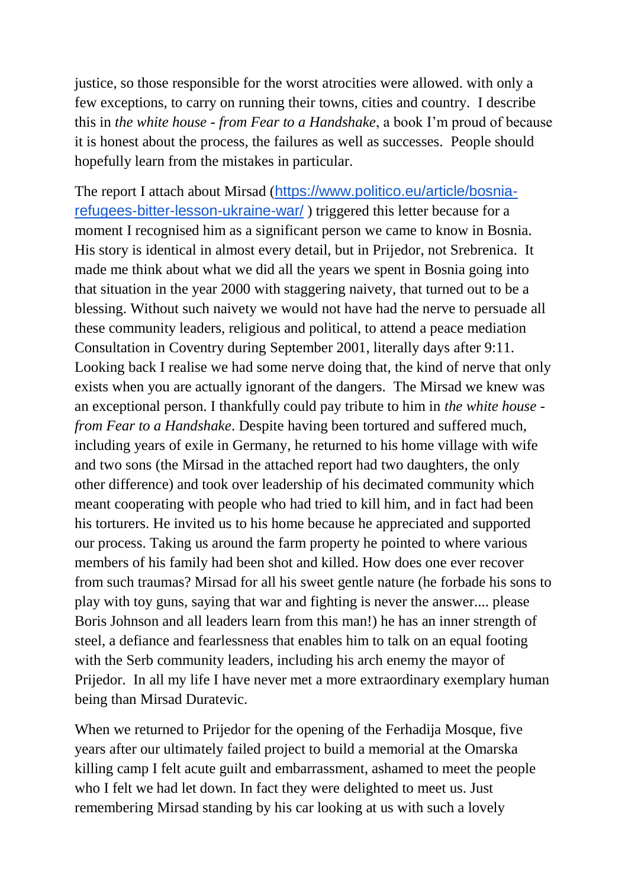justice, so those responsible for the worst atrocities were allowed. with only a few exceptions, to carry on running their towns, cities and country. I describe this in *the white house - from Fear to a Handshake*, a book I'm proud of because it is honest about the process, the failures as well as successes. People should hopefully learn from the mistakes in particular.

The report I attach about Mirsad ([https://www.politico.eu/article/bosnia-refugees-bitter-lesson-ukraine-war/](https://www.politico.eu/article/bosnia-refugees-bitter-lesson-ukraine-war/) ) triggered this letter because for a moment I recognised him as a significant person we came to know in Bosnia. His story is identical in almost every detail, but in Prijedor, not Srebrenica. It made me think about what we did all the years we spent in Bosnia going into that situation in the year 2000 with staggering naivety, that turned out to be a blessing. Without such naivety we would not have had the nerve to persuade all these community leaders, religious and political, to attend a peace mediation Consultation in Coventry during September 2001, literally days after 9:11. Looking back I realise we had some nerve doing that, the kind of nerve that only exists when you are actually ignorant of the dangers. The Mirsad we knew was an exceptional person. I thankfully could pay tribute to him in *the white house - from Fear to a Handshake*. Despite having been tortured and suffered much, including years of exile in Germany, he returned to his home village with wife and two sons (the Mirsad in the attached report had two daughters, the only other difference) and took over leadership of his decimated community which meant cooperating with people who had tried to kill him, and in fact had been his torturers. He invited us to his home because he appreciated and supported our process. Taking us around the farm property he pointed to where various members of his family had been shot and killed. How does one ever recover from such traumas? Mirsad for all his sweet gentle nature (he forbade his sons to play with toy guns, saying that war and fighting is never the answer.... please Boris Johnson and all leaders learn from this man!) he has an inner strength of steel, a defiance and fearlessness that enables him to talk on an equal footing with the Serb community leaders, including his arch enemy the mayor of Prijedor. In all my life I have never met a more extraordinary exemplary human being than Mirsad Duratevic.

When we returned to Prijedor for the opening of the Ferhadija Mosque, five years after our ultimately failed project to build a memorial at the Omarska killing camp I felt acute guilt and embarrassment, ashamed to meet the people who I felt we had let down. In fact they were delighted to meet us. Just remembering Mirsad standing by his car looking at us with such a lovely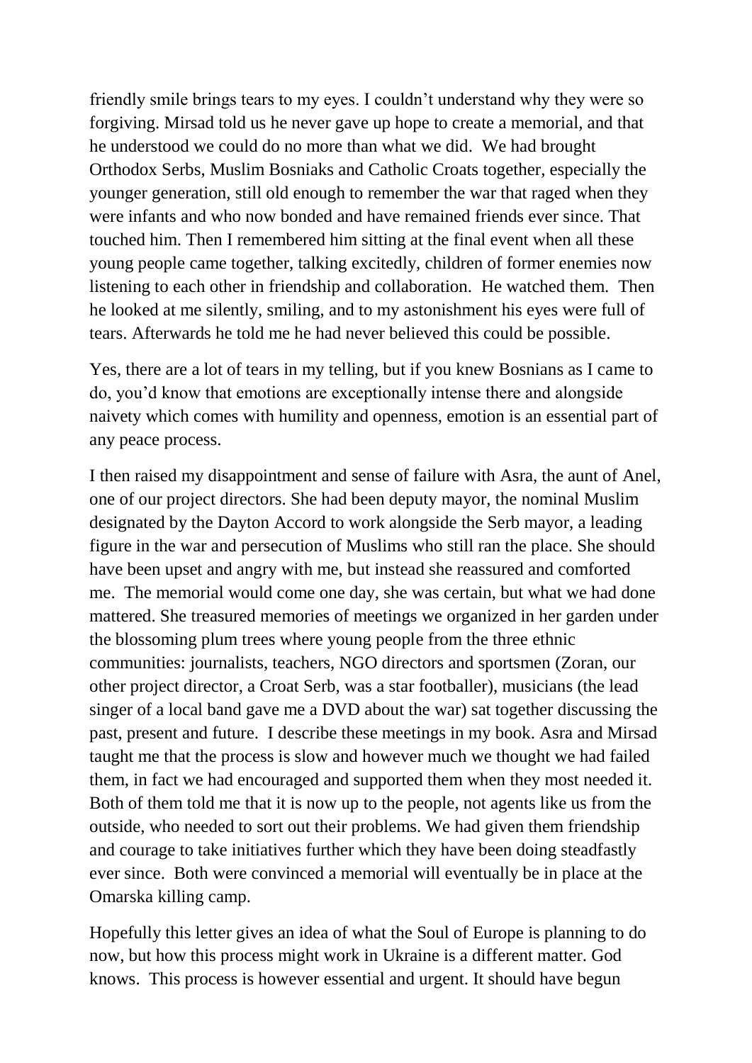friendly smile brings tears to my eyes. I couldn't understand why they were so forgiving. Mirsad told us he never gave up hope to create a memorial, and that he understood we could do no more than what we did. We had brought Orthodox Serbs, Muslim Bosniaks and Catholic Croats together, especially the younger generation, still old enough to remember the war that raged when they were infants and who now bonded and have remained friends ever since. That touched him. Then I remembered him sitting at the final event when all these young people came together, talking excitedly, children of former enemies now listening to each other in friendship and collaboration. He watched them. Then he looked at me silently, smiling, and to my astonishment his eyes were full of tears. Afterwards he told me he had never believed this could be possible.

Yes, there are a lot of tears in my telling, but if you knew Bosnians as I came to do, you'd know that emotions are exceptionally intense there and alongside naivety which comes with humility and openness, emotion is an essential part of any peace process.

I then raised my disappointment and sense of failure with Asra, the aunt of Anel, one of our project directors. She had been deputy mayor, the nominal Muslim designated by the Dayton Accord to work alongside the Serb mayor, a leading figure in the war and persecution of Muslims who still ran the place. She should have been upset and angry with me, but instead she reassured and comforted me. The memorial would come one day, she was certain, but what we had done mattered. She treasured memories of meetings we organized in her garden under the blossoming plum trees where young people from the three ethnic communities: journalists, teachers, NGO directors and sportsmen (Zoran, our other project director, a Croat Serb, was a star footballer), musicians (the lead singer of a local band gave me a DVD about the war) sat together discussing the past, present and future. I describe these meetings in my book. Asra and Mirsad taught me that the process is slow and however much we thought we had failed them, in fact we had encouraged and supported them when they most needed it. Both of them told me that it is now up to the people, not agents like us from the outside, who needed to sort out their problems. We had given them friendship and courage to take initiatives further which they have been doing steadfastly ever since. Both were convinced a memorial will eventually be in place at the Omarska killing camp.

Hopefully this letter gives an idea of what the Soul of Europe is planning to do now, but how this process might work in Ukraine is a different matter. God knows. This process is however essential and urgent. It should have begun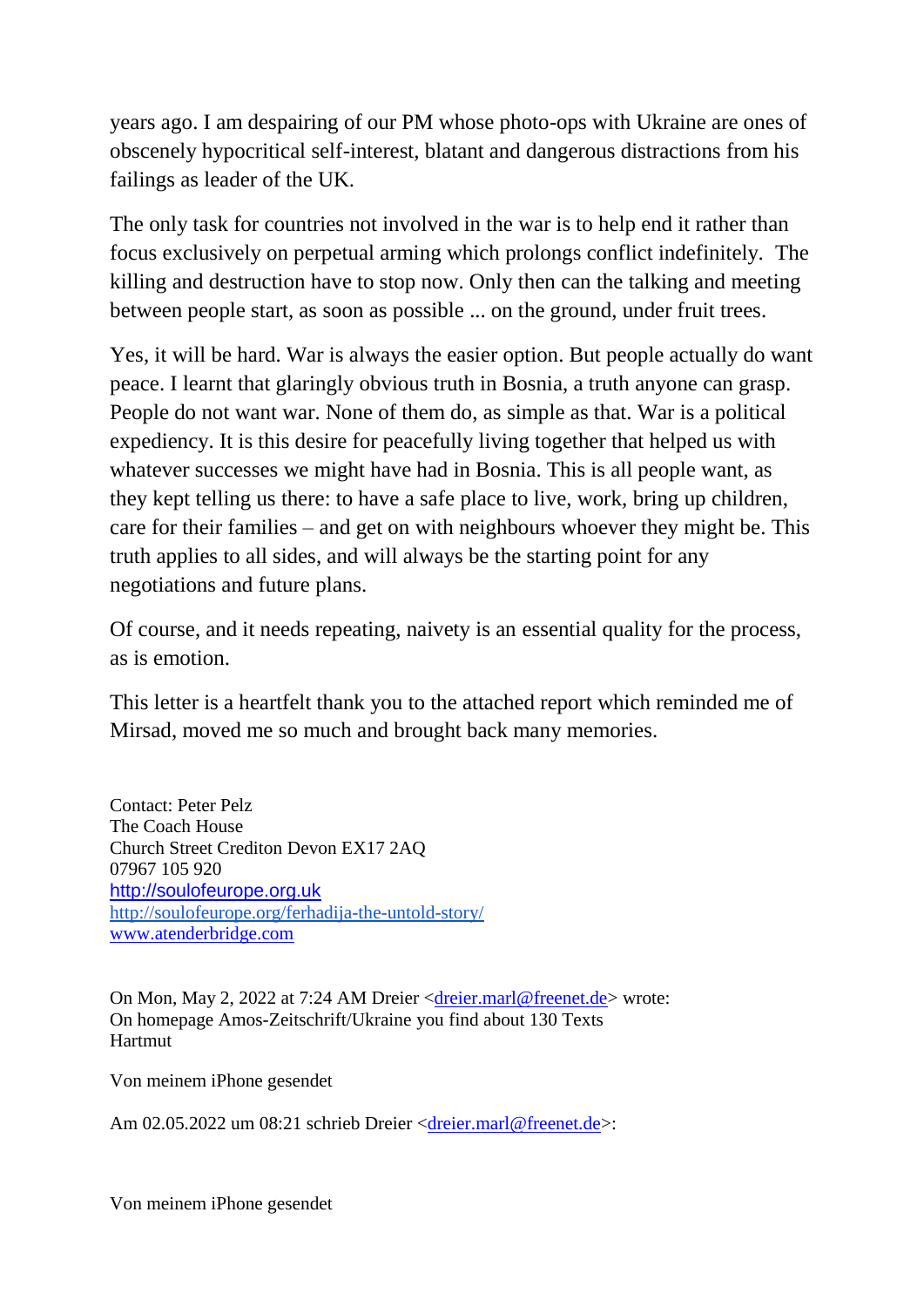years ago. I am despairing of our PM whose photo-ops with Ukraine are ones of obscenely hypocritical self-interest, blatant and dangerous distractions from his failings as leader of the UK.

The only task for countries not involved in the war is to help end it rather than focus exclusively on perpetual arming which prolongs conflict indefinitely. The killing and destruction have to stop now. Only then can the talking and meeting between people start, as soon as possible ... on the ground, under fruit trees.

Yes, it will be hard. War is always the easier option. But people actually do want peace. I learnt that glaringly obvious truth in Bosnia, a truth anyone can grasp. People do not want war. None of them do, as simple as that. War is a political expediency. It is this desire for peacefully living together that helped us with whatever successes we might have had in Bosnia. This is all people want, as they kept telling us there: to have a safe place to live, work, bring up children, care for their families – and get on with neighbours whoever they might be. This truth applies to all sides, and will always be the starting point for any negotiations and future plans.

Of course, and it needs repeating, naivety is an essential quality for the process, as is emotion.

This letter is a heartfelt thank you to the attached report which reminded me of Mirsad, moved me so much and brought back many memories.

Contact: Peter Pelz
The Coach House
Church Street Crediton Devon EX17 2AQ
07967 105 920
http://soulofeurope.org.uk
http://soulofeurope.org/ferhadija-the-untold-story/
www.atenderbridge.com

On Mon, May 2, 2022 at 7:24 AM Dreier <dreier.marl@freenet.de> wrote:
On homepage Amos-Zeitschrift/Ukraine you find about 130 Texts
Hartmut

Von meinem iPhone gesendet

Am 02.05.2022 um 08:21 schrieb Dreier <dreier.marl@freenet.de>:

Von meinem iPhone gesendet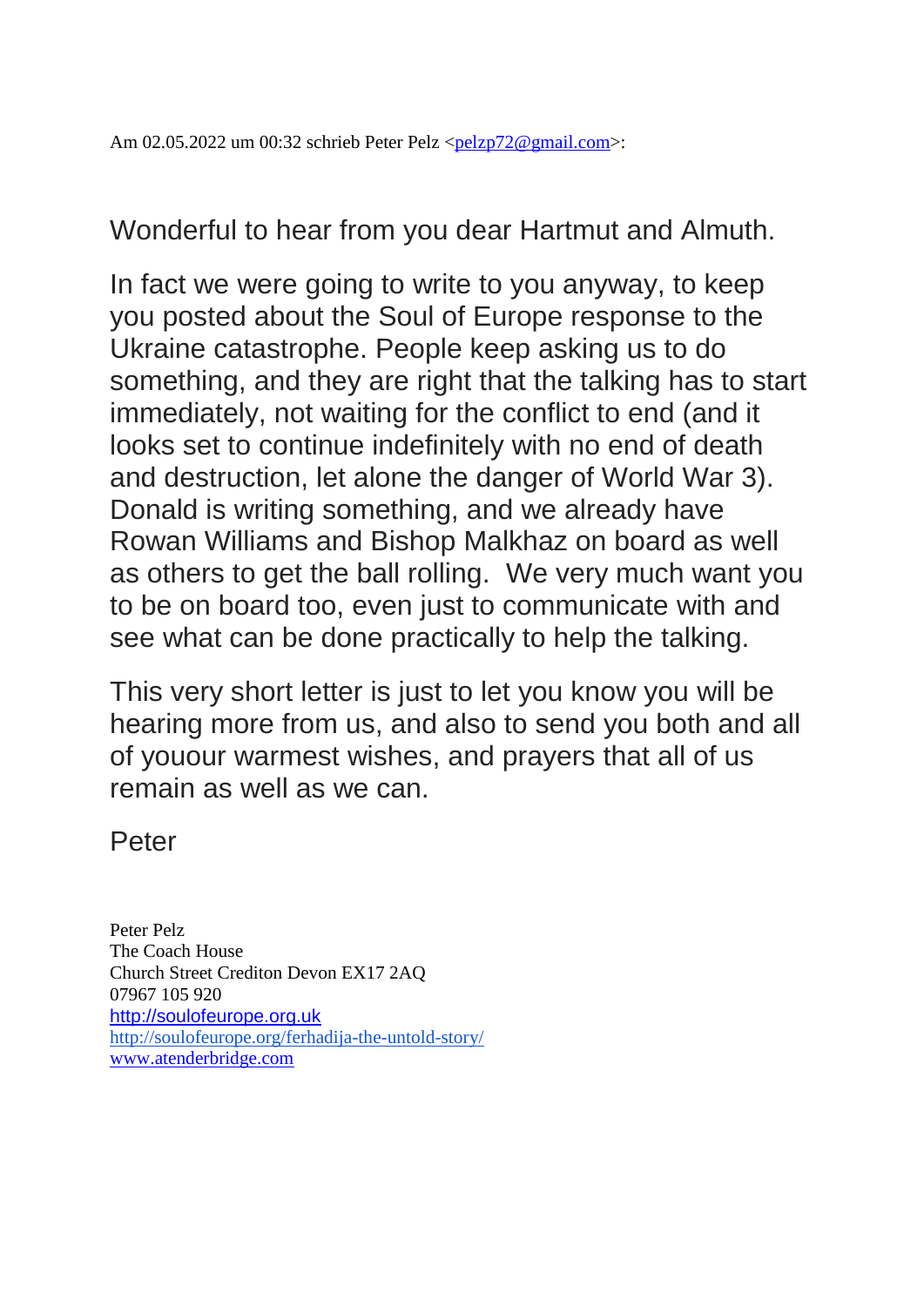Am 02.05.2022 um 00:32 schrieb Peter Pelz <pelzp72@gmail.com>:

Wonderful to hear from you dear Hartmut and Almuth.

In fact we were going to write to you anyway, to keep you posted about the Soul of Europe response to the Ukraine catastrophe. People keep asking us to do something, and they are right that the talking has to start immediately, not waiting for the conflict to end (and it looks set to continue indefinitely with no end of death and destruction, let alone the danger of World War 3). Donald is writing something, and we already have Rowan Williams and Bishop Malkhaz on board as well as others to get the ball rolling.  We very much want you to be on board too, even just to communicate with and see what can be done practically to help the talking.

This very short letter is just to let you know you will be hearing more from us, and also to send you both and all of youour warmest wishes, and prayers that all of us remain as well as we can.

Peter

Peter Pelz  
The Coach House  
Church Street Crediton Devon EX17 2AQ  
07967 105 920  
http://soulofeurope.org.uk  
http://soulofeurope.org/ferhadija-the-untold-story/  
www.atenderbridge.com